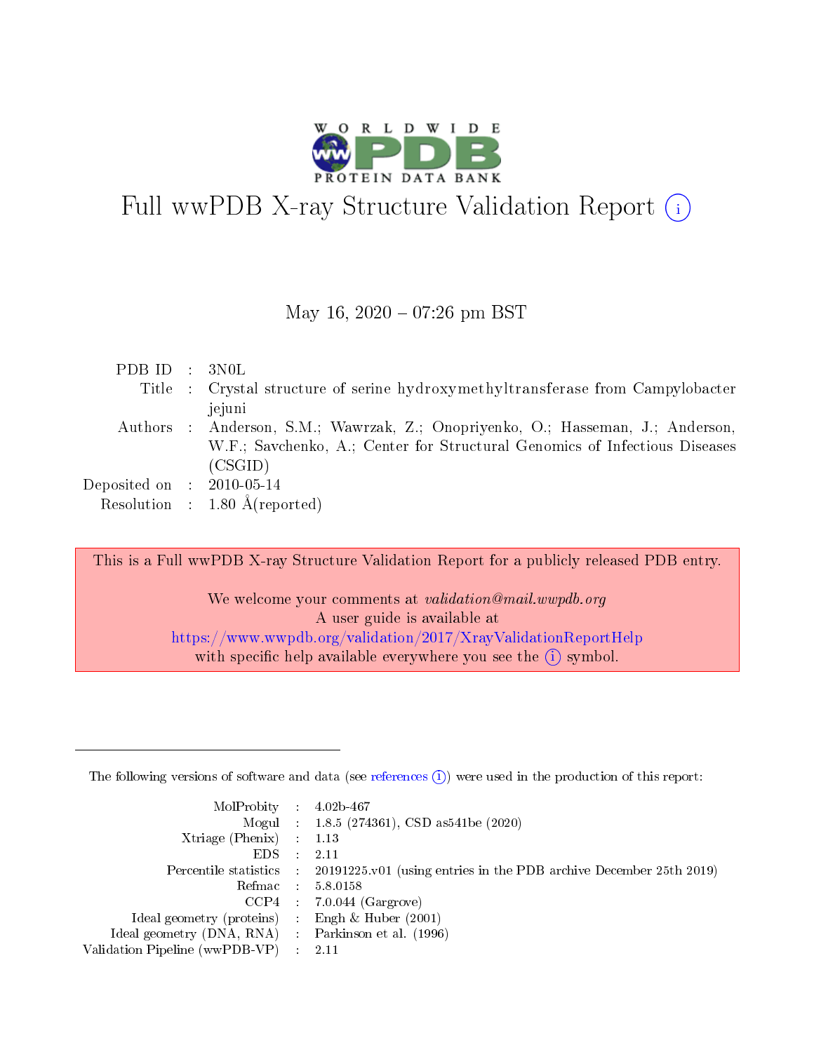# Full wwPDB X-ray Structure Validation Report (i)

May 16, 2020 – 07:26 pm BST

| | | |
|---|---|---|
| PDB ID | : | 3N0L |
| Title | : | Crystal structure of serine hydroxymethyltransferase from Campylobacter jejuni |
| Authors | : | Anderson, S.M.; Wawrzak, Z.; Onopriyenko, O.; Hasseman, J.; Anderson, W.F.; Savchenko, A.; Center for Structural Genomics of Infectious Diseases (CSGID) |
| Deposited on | : | 2010-05-14 |
| Resolution | : | 1.80 Å(reported) |

This is a Full wwPDB X-ray Structure Validation Report for a publicly released PDB entry.

We welcome your comments at *validation@mail.wwpdb.org*
A user guide is available at
https://www.wwpdb.org/validation/2017/XrayValidationReportHelp
with specific help available everywhere you see the (i) symbol.

---

The following versions of software and data (see references (i)) were used in the production of this report:

| | | |
|---|---|---|
| MolProbity | : | 4.02b-467 |
| Mogul | : | 1.8.5 (274361), CSD as541be (2020) |
| Xtriage (Phenix) | : | 1.13 |
| EDS | : | 2.11 |
| Percentile statistics | : | 20191225.v01 (using entries in the PDB archive December 25th 2019) |
| Refmac | : | 5.8.0158 |
| CCP4 | : | 7.0.044 (Gargrove) |
| Ideal geometry (proteins) | : | Engh & Huber (2001) |
| Ideal geometry (DNA, RNA) | : | Parkinson et al. (1996) |
| Validation Pipeline (wwPDB-VP) | : | 2.11 |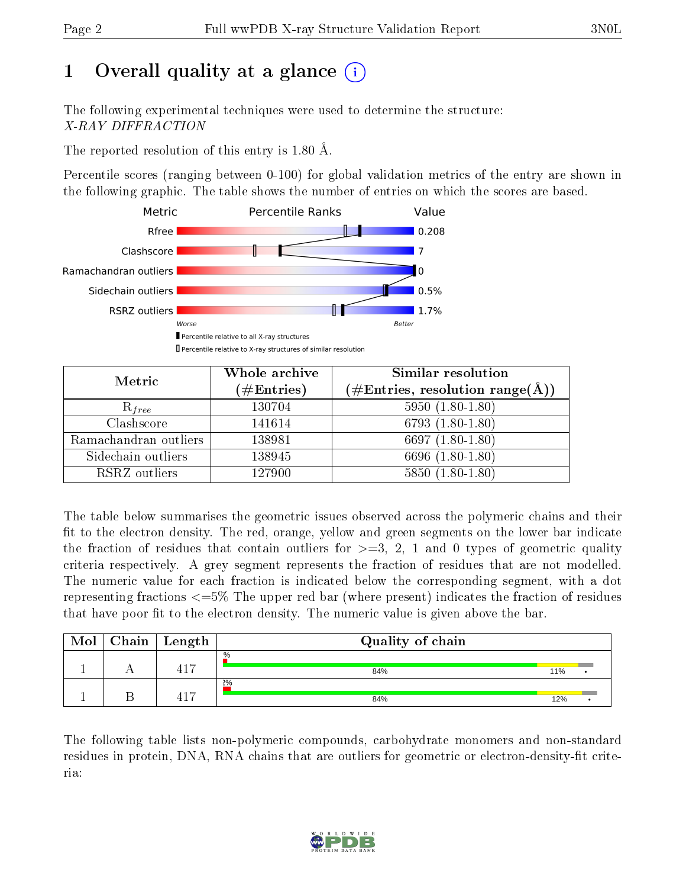# 1 Overall quality at a glance

The following experimental techniques were used to determine the structure:
*X-RAY DIFFRACTION*

The reported resolution of this entry is 1.80 Å.

Percentile scores (ranging between 0-100) for global validation metrics of the entry are shown in the following graphic. The table shows the number of entries on which the scores are based.

| Metric | Value |
|---|---|
| Rfree | 0.208 |
| Clashscore | 7 |
| Ramachandran outliers | 0 |
| Sidechain outliers | 0.5% |
| RSRZ outliers | 1.7% |

Worse — Better

▮ Percentile relative to all X-ray structures
▯ Percentile relative to X-ray structures of similar resolution

| Metric | Whole archive (#Entries) | Similar resolution (#Entries, resolution range(Å)) |
|---|---|---|
| $R_{free}$ | 130704 | 5950 (1.80-1.80) |
| Clashscore | 141614 | 6793 (1.80-1.80) |
| Ramachandran outliers | 138981 | 6697 (1.80-1.80) |
| Sidechain outliers | 138945 | 6696 (1.80-1.80) |
| RSRZ outliers | 127900 | 5850 (1.80-1.80) |

The table below summarises the geometric issues observed across the polymeric chains and their fit to the electron density. The red, orange, yellow and green segments on the lower bar indicate the fraction of residues that contain outliers for >=3, 2, 1 and 0 types of geometric quality criteria respectively. A grey segment represents the fraction of residues that are not modelled. The numeric value for each fraction is indicated below the corresponding segment, with a dot representing fractions <=5% The upper red bar (where present) indicates the fraction of residues that have poor fit to the electron density. The numeric value is given above the bar.

| Mol | Chain | Length | Quality of chain |
|---|---|---|---|
| 1 | A | 417 | % ; 84% ; 11% ; • |
| 1 | B | 417 | 2% ; 84% ; 12% ; • |

The following table lists non-polymeric compounds, carbohydrate monomers and non-standard residues in protein, DNA, RNA chains that are outliers for geometric or electron-density-fit criteria: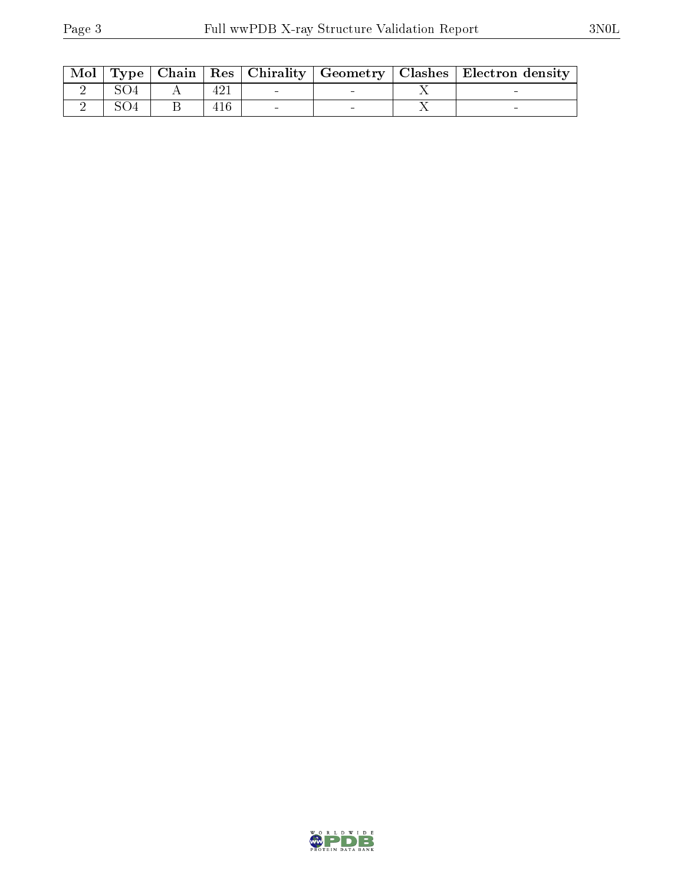| Mol | Type | Chain | Res | Chirality | Geometry | Clashes | Electron density |
|---|---|---|---|---|---|---|---|
| 2 | SO4 | A | 421 | - | - | X | - |
| 2 | SO4 | B | 416 | - | - | X | - |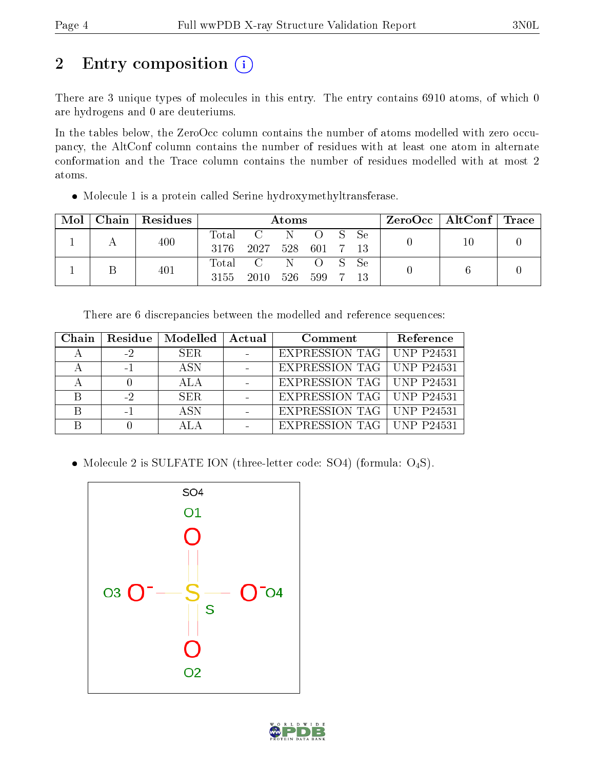## 2 Entry composition

There are 3 unique types of molecules in this entry. The entry contains 6910 atoms, of which 0 are hydrogens and 0 are deuteriums.

In the tables below, the ZeroOcc column contains the number of atoms modelled with zero occupancy, the AltConf column contains the number of residues with at least one atom in alternate conformation and the Trace column contains the number of residues modelled with at most 2 atoms.

- Molecule 1 is a protein called Serine hydroxymethyltransferase.

| Mol | Chain | Residues | Atoms | | | | | | ZeroOcc | AltConf | Trace |
|---|---|---|---|---|---|---|---|---|---|---|---|
| 1 | A | 400 | Total 3176 | C 2027 | N 528 | O 601 | S 7 | Se 13 | 0 | 10 | 0 |
| 1 | B | 401 | Total 3155 | C 2010 | N 526 | O 599 | S 7 | Se 13 | 0 | 6 | 0 |

There are 6 discrepancies between the modelled and reference sequences:

| Chain | Residue | Modelled | Actual | Comment | Reference |
|---|---|---|---|---|---|
| A | -2 | SER | - | EXPRESSION TAG | UNP P24531 |
| A | -1 | ASN | - | EXPRESSION TAG | UNP P24531 |
| A | 0 | ALA | - | EXPRESSION TAG | UNP P24531 |
| B | -2 | SER | - | EXPRESSION TAG | UNP P24531 |
| B | -1 | ASN | - | EXPRESSION TAG | UNP P24531 |
| B | 0 | ALA | - | EXPRESSION TAG | UNP P24531 |

- Molecule 2 is SULFATE ION (three-letter code: SO4) (formula: $O_4S$).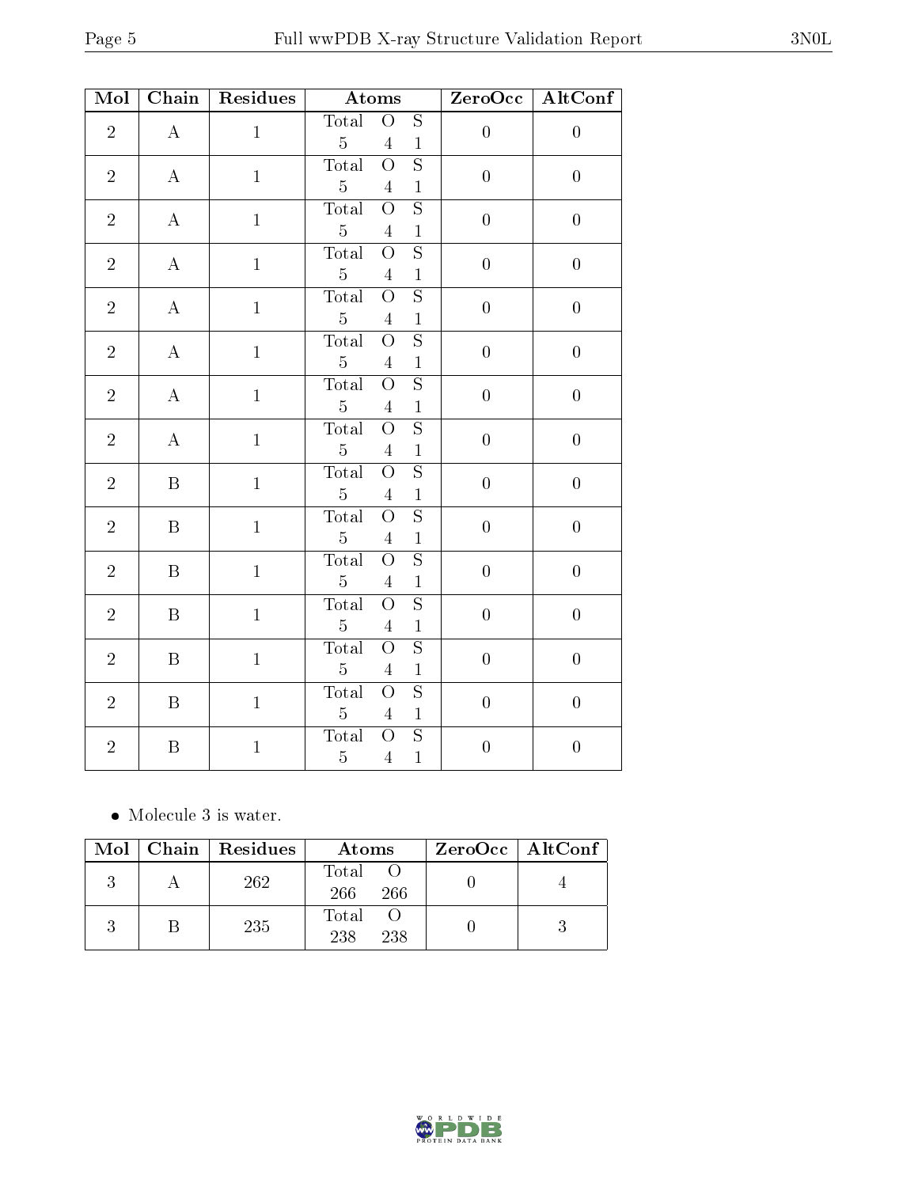| Mol | Chain | Residues | Atoms | | | ZeroOcc | AltConf |
|---|---|---|---|---|---|---|---|
| 2 | A | 1 | Total 5 | O 4 | S 1 | 0 | 0 |
| 2 | A | 1 | Total 5 | O 4 | S 1 | 0 | 0 |
| 2 | A | 1 | Total 5 | O 4 | S 1 | 0 | 0 |
| 2 | A | 1 | Total 5 | O 4 | S 1 | 0 | 0 |
| 2 | A | 1 | Total 5 | O 4 | S 1 | 0 | 0 |
| 2 | A | 1 | Total 5 | O 4 | S 1 | 0 | 0 |
| 2 | A | 1 | Total 5 | O 4 | S 1 | 0 | 0 |
| 2 | A | 1 | Total 5 | O 4 | S 1 | 0 | 0 |
| 2 | B | 1 | Total 5 | O 4 | S 1 | 0 | 0 |
| 2 | B | 1 | Total 5 | O 4 | S 1 | 0 | 0 |
| 2 | B | 1 | Total 5 | O 4 | S 1 | 0 | 0 |
| 2 | B | 1 | Total 5 | O 4 | S 1 | 0 | 0 |
| 2 | B | 1 | Total 5 | O 4 | S 1 | 0 | 0 |
| 2 | B | 1 | Total 5 | O 4 | S 1 | 0 | 0 |
| 2 | B | 1 | Total 5 | O 4 | S 1 | 0 | 0 |

- Molecule 3 is water.

| Mol | Chain | Residues | Atoms | | ZeroOcc | AltConf |
|---|---|---|---|---|---|---|
| 3 | A | 262 | Total 266 | O 266 | 0 | 4 |
| 3 | B | 235 | Total 238 | O 238 | 0 | 3 |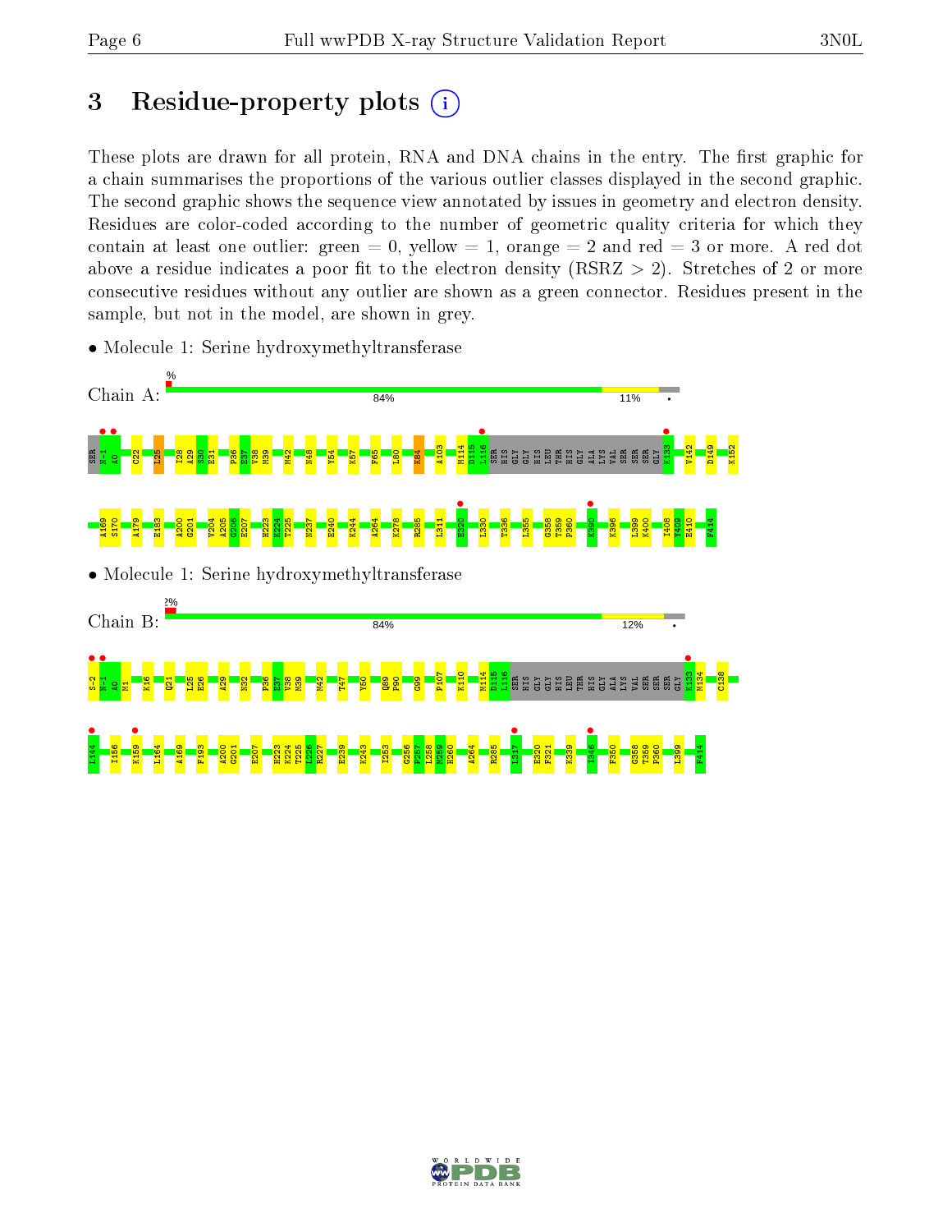# 3 Residue-property plots

These plots are drawn for all protein, RNA and DNA chains in the entry. The first graphic for a chain summarises the proportions of the various outlier classes displayed in the second graphic. The second graphic shows the sequence view annotated by issues in geometry and electron density. Residues are color-coded according to the number of geometric quality criteria for which they contain at least one outlier: green = 0, yellow = 1, orange = 2 and red = 3 or more. A red dot above a residue indicates a poor fit to the electron density (RSRZ > 2). Stretches of 2 or more consecutive residues without any outlier are shown as a green connector. Residues present in the sample, but not in the model, are shown in grey.

- Molecule 1: Serine hydroxymethyltransferase

Chain A: 84% 11%

SER N-1 A0 C22 L25 I28 A29 S30 E31 P36 E37 V38 M39 M42 N48 Y54 K57 F65 L80 K84 A103 M114 D115 L116 THR HIS GLY GLY HIS LEU THR HIS GLY ALA LYS VAL SER SER SER GLY K133 V142 D149 K152 A169 S170 A179 E183 A200 G201 V204 A205 G206 E207 H223 K224 T225 N237 E240 K244 A264 K278 R285 L311 E320 L330 T336 L355 G358 T359 P360 K390 K396 L399 K400 I408 Y409 E410 F414

- Molecule 1: Serine hydroxymethyltransferase

Chain B: 84% 12%

S-2 N-1 A0 M1 K16 Q21 L25 E26 A29 N32 P36 E37 V38 M39 M42 T47 Y50 Q89 P90 G99 P107 K110 M114 D115 L116 SER HIS GLY GLY HIS LEU THR HIS GLY ALA LYS VAL SER SER SER GLY K133 M134 C138 L144 I156 K159 L164 A169 F193 A200 G201 E207 H223 K224 T225 L226 R227 E239 K243 I253 G256 P257 L258 M259 H260 A264 R285 L317 E320 F321 K339 I346 F350 G358 T359 P360 L399 F414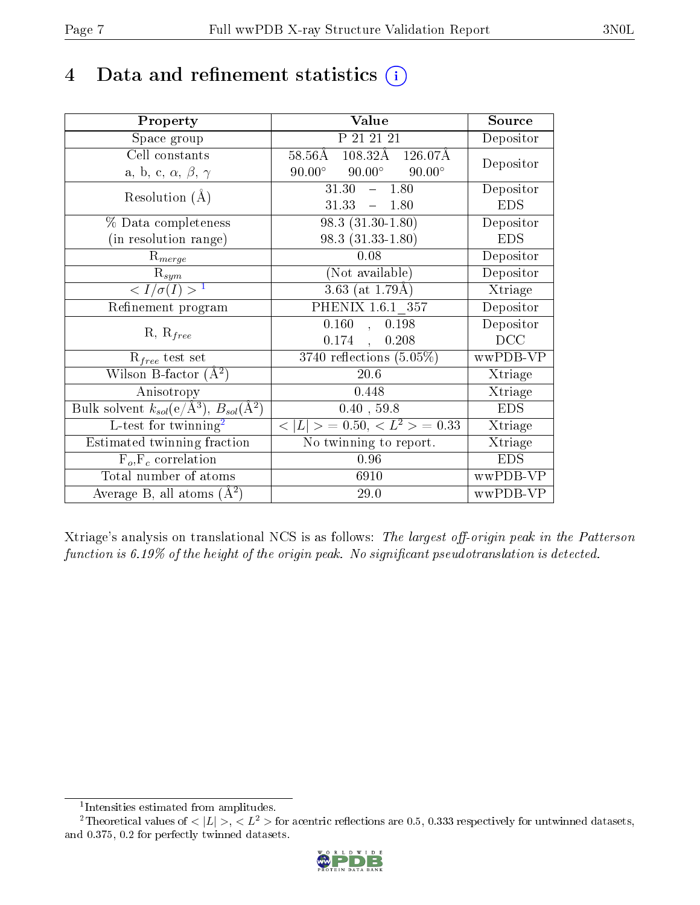# 4 Data and refinement statistics (i)

| Property | Value | Source |
|---|---|---|
| Space group | P 21 21 21 | Depositor |
| Cell constants<br>a, b, c, $\alpha$, $\beta$, $\gamma$ | 58.56Å 108.32Å 126.07Å<br>90.00° 90.00° 90.00° | Depositor |
| Resolution (Å) | 31.30 – 1.80<br>31.33 – 1.80 | Depositor<br>EDS |
| % Data completeness<br>(in resolution range) | 98.3 (31.30-1.80)<br>98.3 (31.33-1.80) | Depositor<br>EDS |
| $R_{merge}$ | 0.08 | Depositor |
| $R_{sym}$ | (Not available) | Depositor |
| $< I/\sigma(I) >$ [1] | 3.63 (at 1.79Å) | Xtriage |
| Refinement program | PHENIX 1.6.1_357 | Depositor |
| R, $R_{free}$ | 0.160 , 0.198<br>0.174 , 0.208 | Depositor<br>DCC |
| $R_{free}$ test set | 3740 reflections (5.05%) | wwPDB-VP |
| Wilson B-factor (Å$^2$) | 20.6 | Xtriage |
| Anisotropy | 0.448 | Xtriage |
| Bulk solvent $k_{sol}$(e/Å$^3$), $B_{sol}$(Å$^2$) | 0.40 , 59.8 | EDS |
| L-test for twinning[2] | $< \|L\| >$ = 0.50, $< L^2 >$ = 0.33 | Xtriage |
| Estimated twinning fraction | No twinning to report. | Xtriage |
| $F_o$,$F_c$ correlation | 0.96 | EDS |
| Total number of atoms | 6910 | wwPDB-VP |
| Average B, all atoms (Å$^2$) | 29.0 | wwPDB-VP |

Xtriage's analysis on translational NCS is as follows: *The largest off-origin peak in the Patterson function is 6.19% of the height of the origin peak. No significant pseudotranslation is detected.*

[1] Intensities estimated from amplitudes.

[2] Theoretical values of $< |L| >$, $< L^2 >$ for acentric reflections are 0.5, 0.333 respectively for untwinned datasets, and 0.375, 0.2 for perfectly twinned datasets.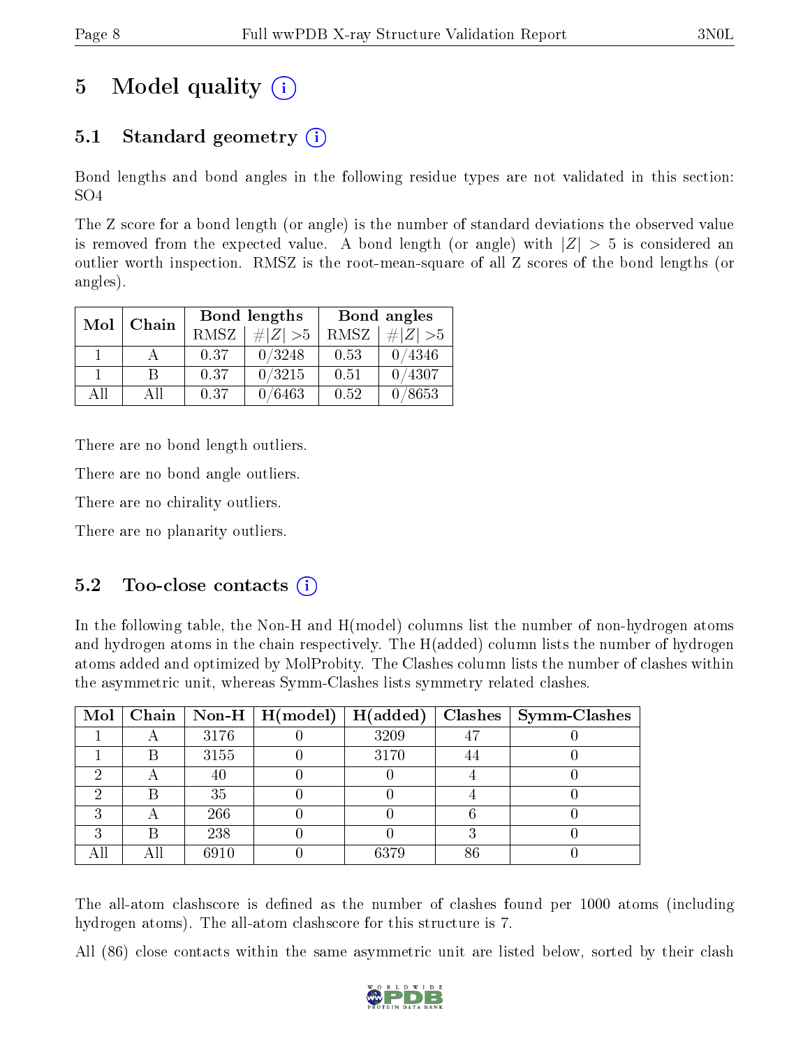# 5 Model quality (i)

## 5.1 Standard geometry (i)

Bond lengths and bond angles in the following residue types are not validated in this section: SO4

The Z score for a bond length (or angle) is the number of standard deviations the observed value is removed from the expected value. A bond length (or angle) with $|Z| > 5$ is considered an outlier worth inspection. RMSZ is the root-mean-square of all Z scores of the bond lengths (or angles).

| Mol | Chain | Bond lengths | | Bond angles | |
|---|---|---|---|---|---|
| | | RMSZ | $\#\|Z\|>5$ | RMSZ | $\#\|Z\|>5$ |
| 1 | A | 0.37 | 0/3248 | 0.53 | 0/4346 |
| 1 | B | 0.37 | 0/3215 | 0.51 | 0/4307 |
| All | All | 0.37 | 0/6463 | 0.52 | 0/8653 |

There are no bond length outliers.

There are no bond angle outliers.

There are no chirality outliers.

There are no planarity outliers.

## 5.2 Too-close contacts (i)

In the following table, the Non-H and H(model) columns list the number of non-hydrogen atoms and hydrogen atoms in the chain respectively. The H(added) column lists the number of hydrogen atoms added and optimized by MolProbity. The Clashes column lists the number of clashes within the asymmetric unit, whereas Symm-Clashes lists symmetry related clashes.

| Mol | Chain | Non-H | H(model) | H(added) | Clashes | Symm-Clashes |
|---|---|---|---|---|---|---|
| 1 | A | 3176 | 0 | 3209 | 47 | 0 |
| 1 | B | 3155 | 0 | 3170 | 44 | 0 |
| 2 | A | 40 | 0 | 0 | 4 | 0 |
| 2 | B | 35 | 0 | 0 | 4 | 0 |
| 3 | A | 266 | 0 | 0 | 6 | 0 |
| 3 | B | 238 | 0 | 0 | 3 | 0 |
| All | All | 6910 | 0 | 6379 | 86 | 0 |

The all-atom clashscore is defined as the number of clashes found per 1000 atoms (including hydrogen atoms). The all-atom clashscore for this structure is 7.

All (86) close contacts within the same asymmetric unit are listed below, sorted by their clash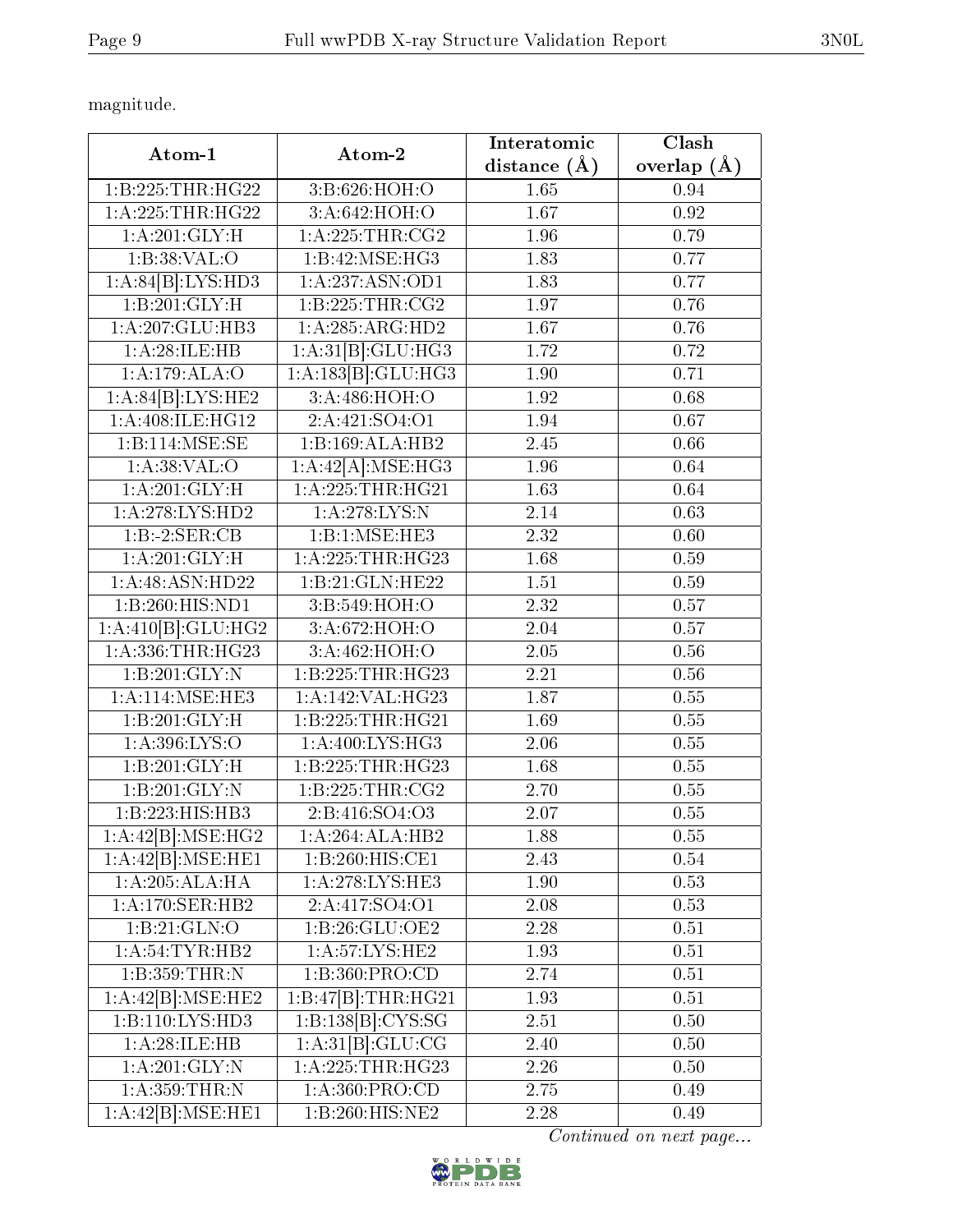magnitude.

| Atom-1 | Atom-2 | Interatomic distance (Å) | Clash overlap (Å) |
|---|---|---|---|
| 1:B:225:THR:HG22 | 3:B:626:HOH:O | 1.65 | 0.94 |
| 1:A:225:THR:HG22 | 3:A:642:HOH:O | 1.67 | 0.92 |
| 1:A:201:GLY:H | 1:A:225:THR:CG2 | 1.96 | 0.79 |
| 1:B:38:VAL:O | 1:B:42:MSE:HG3 | 1.83 | 0.77 |
| 1:A:84[B]:LYS:HD3 | 1:A:237:ASN:OD1 | 1.83 | 0.77 |
| 1:B:201:GLY:H | 1:B:225:THR:CG2 | 1.97 | 0.76 |
| 1:A:207:GLU:HB3 | 1:A:285:ARG:HD2 | 1.67 | 0.76 |
| 1:A:28:ILE:HB | 1:A:31[B]:GLU:HG3 | 1.72 | 0.72 |
| 1:A:179:ALA:O | 1:A:183[B]:GLU:HG3 | 1.90 | 0.71 |
| 1:A:84[B]:LYS:HE2 | 3:A:486:HOH:O | 1.92 | 0.68 |
| 1:A:408:ILE:HG12 | 2:A:421:SO4:O1 | 1.94 | 0.67 |
| 1:B:114:MSE:SE | 1:B:169:ALA:HB2 | 2.45 | 0.66 |
| 1:A:38:VAL:O | 1:A:42[A]:MSE:HG3 | 1.96 | 0.64 |
| 1:A:201:GLY:H | 1:A:225:THR:HG21 | 1.63 | 0.64 |
| 1:A:278:LYS:HD2 | 1:A:278:LYS:N | 2.14 | 0.63 |
| 1:B:-2:SER:CB | 1:B:1:MSE:HE3 | 2.32 | 0.60 |
| 1:A:201:GLY:H | 1:A:225:THR:HG23 | 1.68 | 0.59 |
| 1:A:48:ASN:HD22 | 1:B:21:GLN:HE22 | 1.51 | 0.59 |
| 1:B:260:HIS:ND1 | 3:B:549:HOH:O | 2.32 | 0.57 |
| 1:A:410[B]:GLU:HG2 | 3:A:672:HOH:O | 2.04 | 0.57 |
| 1:A:336:THR:HG23 | 3:A:462:HOH:O | 2.05 | 0.56 |
| 1:B:201:GLY:N | 1:B:225:THR:HG23 | 2.21 | 0.56 |
| 1:A:114:MSE:HE3 | 1:A:142:VAL:HG23 | 1.87 | 0.55 |
| 1:B:201:GLY:H | 1:B:225:THR:HG21 | 1.69 | 0.55 |
| 1:A:396:LYS:O | 1:A:400:LYS:HG3 | 2.06 | 0.55 |
| 1:B:201:GLY:H | 1:B:225:THR:HG23 | 1.68 | 0.55 |
| 1:B:201:GLY:N | 1:B:225:THR:CG2 | 2.70 | 0.55 |
| 1:B:223:HIS:HB3 | 2:B:416:SO4:O3 | 2.07 | 0.55 |
| 1:A:42[B]:MSE:HG2 | 1:A:264:ALA:HB2 | 1.88 | 0.55 |
| 1:A:42[B]:MSE:HE1 | 1:B:260:HIS:CE1 | 2.43 | 0.54 |
| 1:A:205:ALA:HA | 1:A:278:LYS:HE3 | 1.90 | 0.53 |
| 1:A:170:SER:HB2 | 2:A:417:SO4:O1 | 2.08 | 0.53 |
| 1:B:21:GLN:O | 1:B:26:GLU:OE2 | 2.28 | 0.51 |
| 1:A:54:TYR:HB2 | 1:A:57:LYS:HE2 | 1.93 | 0.51 |
| 1:B:359:THR:N | 1:B:360:PRO:CD | 2.74 | 0.51 |
| 1:A:42[B]:MSE:HE2 | 1:B:47[B]:THR:HG21 | 1.93 | 0.51 |
| 1:B:110:LYS:HD3 | 1:B:138[B]:CYS:SG | 2.51 | 0.50 |
| 1:A:28:ILE:HB | 1:A:31[B]:GLU:CG | 2.40 | 0.50 |
| 1:A:201:GLY:N | 1:A:225:THR:HG23 | 2.26 | 0.50 |
| 1:A:359:THR:N | 1:A:360:PRO:CD | 2.75 | 0.49 |
| 1:A:42[B]:MSE:HE1 | 1:B:260:HIS:NE2 | 2.28 | 0.49 |

*Continued on next page...*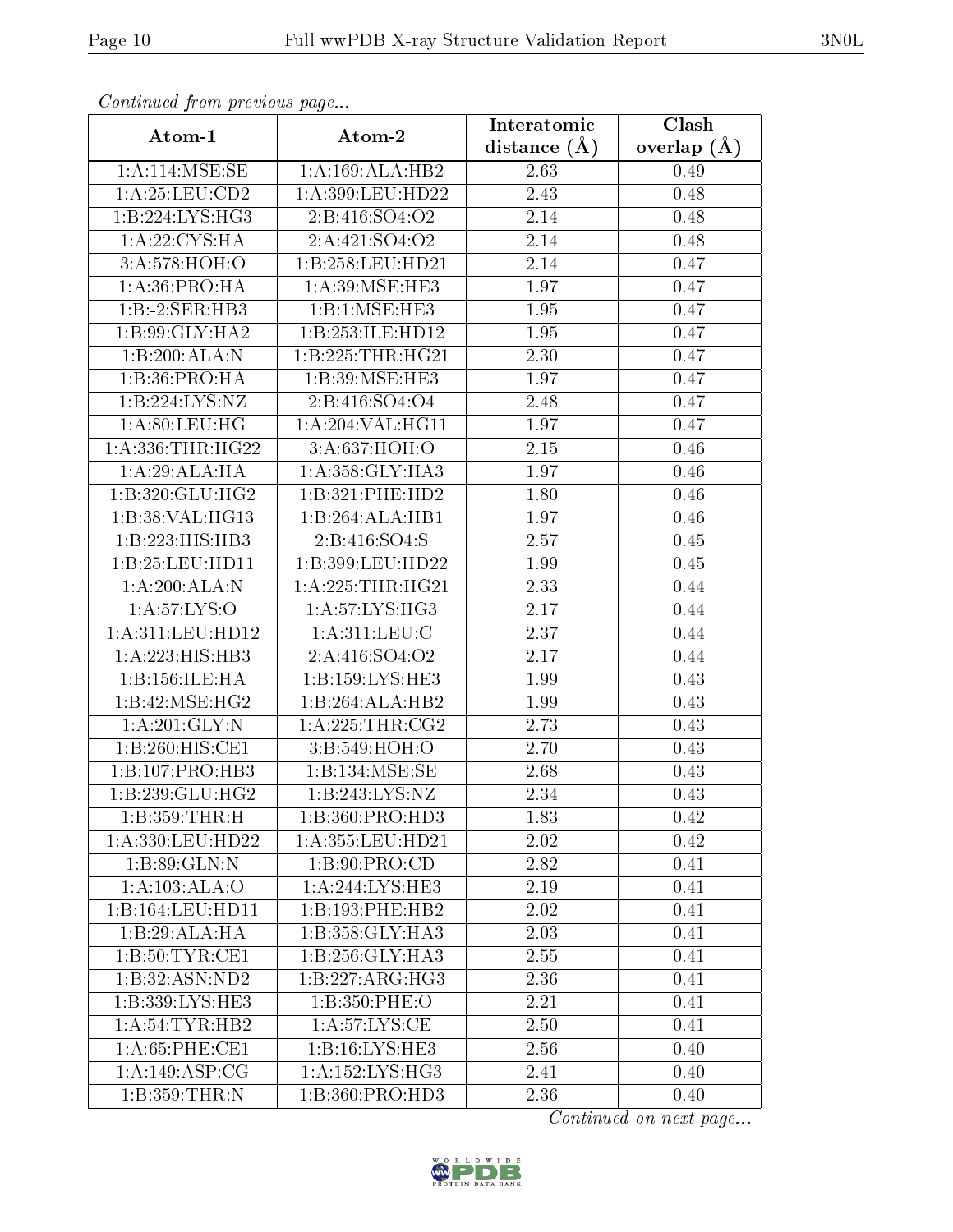*Continued from previous page...*

| Atom-1 | Atom-2 | Interatomic distance (Å) | Clash overlap (Å) |
|---|---|---|---|
| 1:A:114:MSE:SE | 1:A:169:ALA:HB2 | 2.63 | 0.49 |
| 1:A:25:LEU:CD2 | 1:A:399:LEU:HD22 | 2.43 | 0.48 |
| 1:B:224:LYS:HG3 | 2:B:416:SO4:O2 | 2.14 | 0.48 |
| 1:A:22:CYS:HA | 2:A:421:SO4:O2 | 2.14 | 0.48 |
| 3:A:578:HOH:O | 1:B:258:LEU:HD21 | 2.14 | 0.47 |
| 1:A:36:PRO:HA | 1:A:39:MSE:HE3 | 1.97 | 0.47 |
| 1:B:-2:SER:HB3 | 1:B:1:MSE:HE3 | 1.95 | 0.47 |
| 1:B:99:GLY:HA2 | 1:B:253:ILE:HD12 | 1.95 | 0.47 |
| 1:B:200:ALA:N | 1:B:225:THR:HG21 | 2.30 | 0.47 |
| 1:B:36:PRO:HA | 1:B:39:MSE:HE3 | 1.97 | 0.47 |
| 1:B:224:LYS:NZ | 2:B:416:SO4:O4 | 2.48 | 0.47 |
| 1:A:80:LEU:HG | 1:A:204:VAL:HG11 | 1.97 | 0.47 |
| 1:A:336:THR:HG22 | 3:A:637:HOH:O | 2.15 | 0.46 |
| 1:A:29:ALA:HA | 1:A:358:GLY:HA3 | 1.97 | 0.46 |
| 1:B:320:GLU:HG2 | 1:B:321:PHE:HD2 | 1.80 | 0.46 |
| 1:B:38:VAL:HG13 | 1:B:264:ALA:HB1 | 1.97 | 0.46 |
| 1:B:223:HIS:HB3 | 2:B:416:SO4:S | 2.57 | 0.45 |
| 1:B:25:LEU:HD11 | 1:B:399:LEU:HD22 | 1.99 | 0.45 |
| 1:A:200:ALA:N | 1:A:225:THR:HG21 | 2.33 | 0.44 |
| 1:A:57:LYS:O | 1:A:57:LYS:HG3 | 2.17 | 0.44 |
| 1:A:311:LEU:HD12 | 1:A:311:LEU:C | 2.37 | 0.44 |
| 1:A:223:HIS:HB3 | 2:A:416:SO4:O2 | 2.17 | 0.44 |
| 1:B:156:ILE:HA | 1:B:159:LYS:HE3 | 1.99 | 0.43 |
| 1:B:42:MSE:HG2 | 1:B:264:ALA:HB2 | 1.99 | 0.43 |
| 1:A:201:GLY:N | 1:A:225:THR:CG2 | 2.73 | 0.43 |
| 1:B:260:HIS:CE1 | 3:B:549:HOH:O | 2.70 | 0.43 |
| 1:B:107:PRO:HB3 | 1:B:134:MSE:SE | 2.68 | 0.43 |
| 1:B:239:GLU:HG2 | 1:B:243:LYS:NZ | 2.34 | 0.43 |
| 1:B:359:THR:H | 1:B:360:PRO:HD3 | 1.83 | 0.42 |
| 1:A:330:LEU:HD22 | 1:A:355:LEU:HD21 | 2.02 | 0.42 |
| 1:B:89:GLN:N | 1:B:90:PRO:CD | 2.82 | 0.41 |
| 1:A:103:ALA:O | 1:A:244:LYS:HE3 | 2.19 | 0.41 |
| 1:B:164:LEU:HD11 | 1:B:193:PHE:HB2 | 2.02 | 0.41 |
| 1:B:29:ALA:HA | 1:B:358:GLY:HA3 | 2.03 | 0.41 |
| 1:B:50:TYR:CE1 | 1:B:256:GLY:HA3 | 2.55 | 0.41 |
| 1:B:32:ASN:ND2 | 1:B:227:ARG:HG3 | 2.36 | 0.41 |
| 1:B:339:LYS:HE3 | 1:B:350:PHE:O | 2.21 | 0.41 |
| 1:A:54:TYR:HB2 | 1:A:57:LYS:CE | 2.50 | 0.41 |
| 1:A:65:PHE:CE1 | 1:B:16:LYS:HE3 | 2.56 | 0.40 |
| 1:A:149:ASP:CG | 1:A:152:LYS:HG3 | 2.41 | 0.40 |
| 1:B:359:THR:N | 1:B:360:PRO:HD3 | 2.36 | 0.40 |

*Continued on next page...*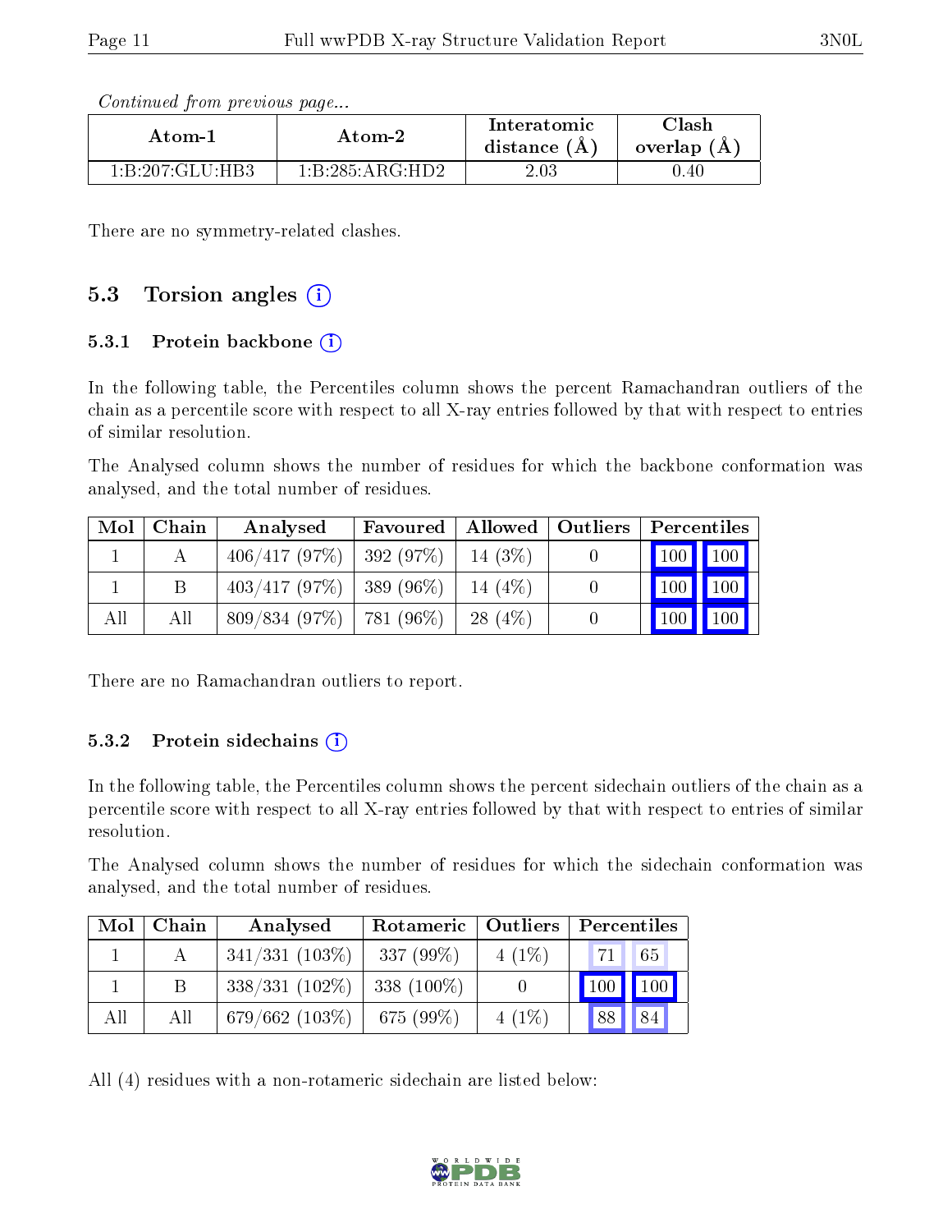*Continued from previous page...*

| Atom-1 | Atom-2 | Interatomic distance (Å) | Clash overlap (Å) |
|---|---|---|---|
| 1:B:207:GLU:HB3 | 1:B:285:ARG:HD2 | 2.03 | 0.40 |

There are no symmetry-related clashes.

## 5.3 Torsion angles

### 5.3.1 Protein backbone

In the following table, the Percentiles column shows the percent Ramachandran outliers of the chain as a percentile score with respect to all X-ray entries followed by that with respect to entries of similar resolution.

The Analysed column shows the number of residues for which the backbone conformation was analysed, and the total number of residues.

| Mol | Chain | Analysed | Favoured | Allowed | Outliers | Percentiles | |
|---|---|---|---|---|---|---|---|
| 1 | A | 406/417 (97%) | 392 (97%) | 14 (3%) | 0 | 100 | 100 |
| 1 | B | 403/417 (97%) | 389 (96%) | 14 (4%) | 0 | 100 | 100 |
| All | All | 809/834 (97%) | 781 (96%) | 28 (4%) | 0 | 100 | 100 |

There are no Ramachandran outliers to report.

### 5.3.2 Protein sidechains

In the following table, the Percentiles column shows the percent sidechain outliers of the chain as a percentile score with respect to all X-ray entries followed by that with respect to entries of similar resolution.

The Analysed column shows the number of residues for which the sidechain conformation was analysed, and the total number of residues.

| Mol | Chain | Analysed | Rotameric | Outliers | Percentiles | |
|---|---|---|---|---|---|---|
| 1 | A | 341/331 (103%) | 337 (99%) | 4 (1%) | 71 | 65 |
| 1 | B | 338/331 (102%) | 338 (100%) | 0 | 100 | 100 |
| All | All | 679/662 (103%) | 675 (99%) | 4 (1%) | 88 | 84 |

All (4) residues with a non-rotameric sidechain are listed below: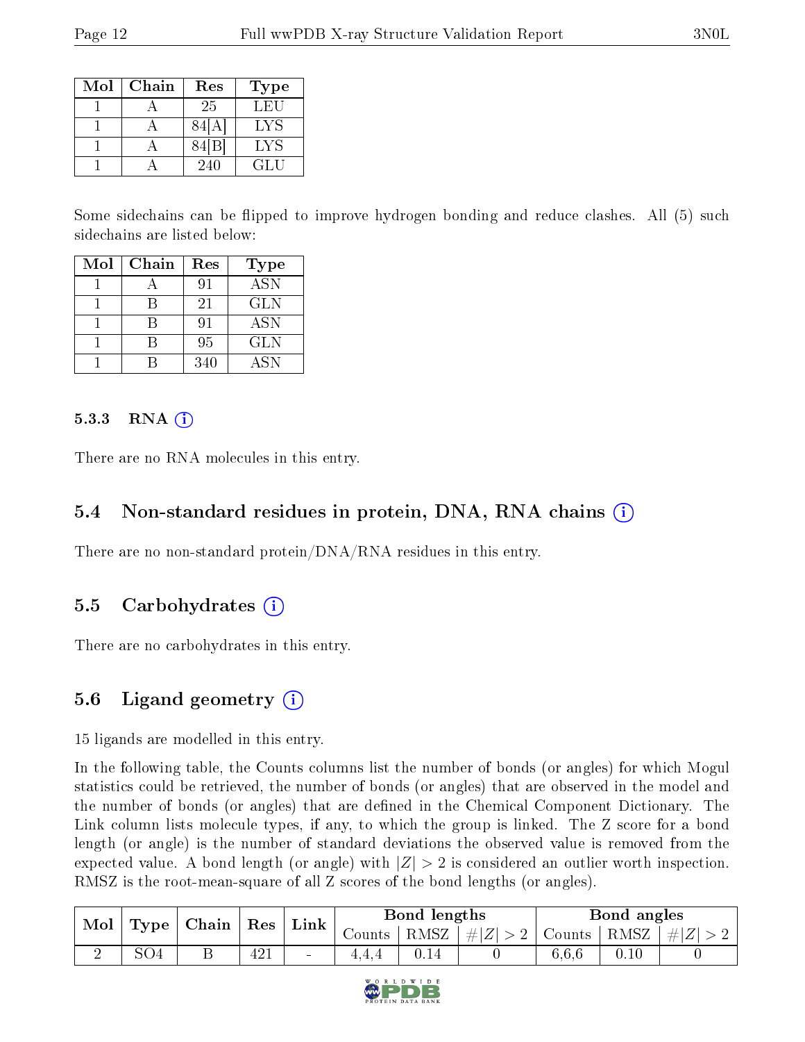| Mol | Chain | Res | Type |
|---|---|---|---|
| 1 | A | 25 | LEU |
| 1 | A | 84[A] | LYS |
| 1 | A | 84[B] | LYS |
| 1 | A | 240 | GLU |

Some sidechains can be flipped to improve hydrogen bonding and reduce clashes. All (5) such sidechains are listed below:

| Mol | Chain | Res | Type |
|---|---|---|---|
| 1 | A | 91 | ASN |
| 1 | B | 21 | GLN |
| 1 | B | 91 | ASN |
| 1 | B | 95 | GLN |
| 1 | B | 340 | ASN |

#### 5.3.3 RNA (i)

There are no RNA molecules in this entry.

### 5.4 Non-standard residues in protein, DNA, RNA chains (i)

There are no non-standard protein/DNA/RNA residues in this entry.

### 5.5 Carbohydrates (i)

There are no carbohydrates in this entry.

### 5.6 Ligand geometry (i)

15 ligands are modelled in this entry.

In the following table, the Counts columns list the number of bonds (or angles) for which Mogul statistics could be retrieved, the number of bonds (or angles) that are observed in the model and the number of bonds (or angles) that are defined in the Chemical Component Dictionary. The Link column lists molecule types, if any, to which the group is linked. The Z score for a bond length (or angle) is the number of standard deviations the observed value is removed from the expected value. A bond length (or angle) with $|Z| > 2$ is considered an outlier worth inspection. RMSZ is the root-mean-square of all Z scores of the bond lengths (or angles).

| Mol | Type | Chain | Res | Link | Bond lengths | | | Bond angles | | |
|---|---|---|---|---|---|---|---|---|---|---|
| | | | | | Counts | RMSZ | $\#\|Z\| > 2$ | Counts | RMSZ | $\#\|Z\| > 2$ |
| 2 | SO4 | B | 421 | - | 4,4,4 | 0.14 | 0 | 6,6,6 | 0.10 | 0 |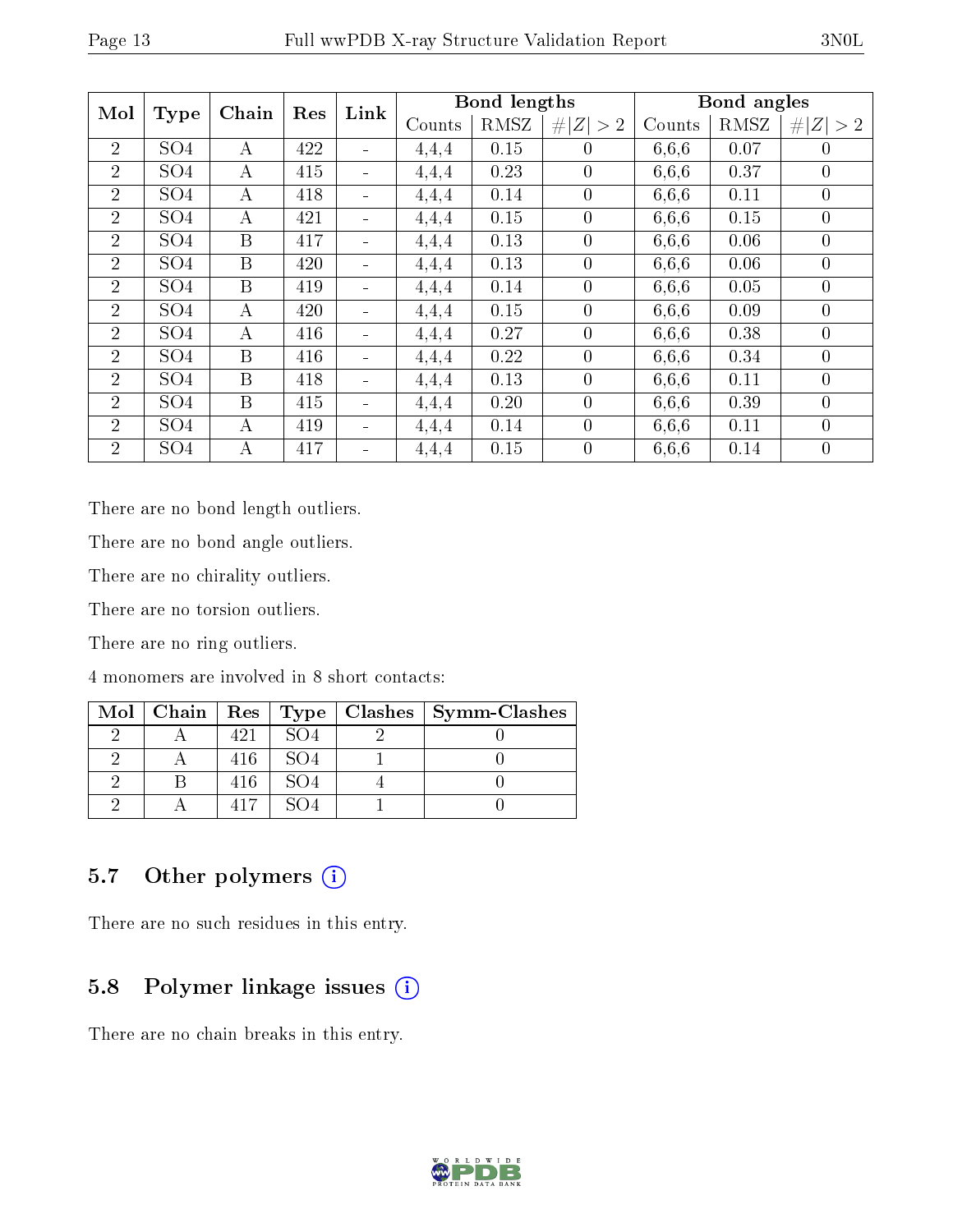| Mol | Type | Chain | Res | Link | Bond lengths | | | Bond angles | | |
|---|---|---|---|---|---|---|---|---|---|---|
| | | | | | Counts | RMSZ | #\|Z\| > 2 | Counts | RMSZ | #\|Z\| > 2 |
| 2 | SO4 | A | 422 | - | 4,4,4 | 0.15 | 0 | 6,6,6 | 0.07 | 0 |
| 2 | SO4 | A | 415 | - | 4,4,4 | 0.23 | 0 | 6,6,6 | 0.37 | 0 |
| 2 | SO4 | A | 418 | - | 4,4,4 | 0.14 | 0 | 6,6,6 | 0.11 | 0 |
| 2 | SO4 | A | 421 | - | 4,4,4 | 0.15 | 0 | 6,6,6 | 0.15 | 0 |
| 2 | SO4 | B | 417 | - | 4,4,4 | 0.13 | 0 | 6,6,6 | 0.06 | 0 |
| 2 | SO4 | B | 420 | - | 4,4,4 | 0.13 | 0 | 6,6,6 | 0.06 | 0 |
| 2 | SO4 | B | 419 | - | 4,4,4 | 0.14 | 0 | 6,6,6 | 0.05 | 0 |
| 2 | SO4 | A | 420 | - | 4,4,4 | 0.15 | 0 | 6,6,6 | 0.09 | 0 |
| 2 | SO4 | A | 416 | - | 4,4,4 | 0.27 | 0 | 6,6,6 | 0.38 | 0 |
| 2 | SO4 | B | 416 | - | 4,4,4 | 0.22 | 0 | 6,6,6 | 0.34 | 0 |
| 2 | SO4 | B | 418 | - | 4,4,4 | 0.13 | 0 | 6,6,6 | 0.11 | 0 |
| 2 | SO4 | B | 415 | - | 4,4,4 | 0.20 | 0 | 6,6,6 | 0.39 | 0 |
| 2 | SO4 | A | 419 | - | 4,4,4 | 0.14 | 0 | 6,6,6 | 0.11 | 0 |
| 2 | SO4 | A | 417 | - | 4,4,4 | 0.15 | 0 | 6,6,6 | 0.14 | 0 |

There are no bond length outliers.

There are no bond angle outliers.

There are no chirality outliers.

There are no torsion outliers.

There are no ring outliers.

4 monomers are involved in 8 short contacts:

| Mol | Chain | Res | Type | Clashes | Symm-Clashes |
|---|---|---|---|---|---|
| 2 | A | 421 | SO4 | 2 | 0 |
| 2 | A | 416 | SO4 | 1 | 0 |
| 2 | B | 416 | SO4 | 4 | 0 |
| 2 | A | 417 | SO4 | 1 | 0 |

## 5.7 Other polymers

There are no such residues in this entry.

## 5.8 Polymer linkage issues

There are no chain breaks in this entry.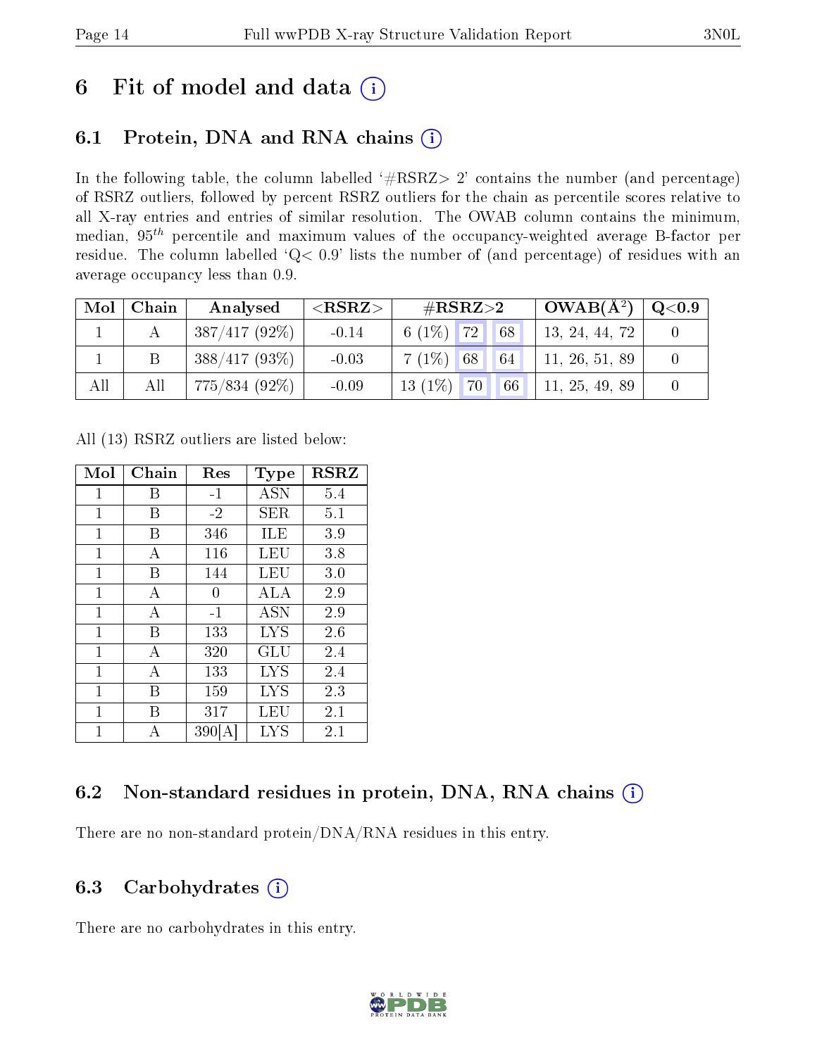# 6 Fit of model and data (i)

## 6.1 Protein, DNA and RNA chains (i)

In the following table, the column labelled '#RSRZ> 2' contains the number (and percentage) of RSRZ outliers, followed by percent RSRZ outliers for the chain as percentile scores relative to all X-ray entries and entries of similar resolution. The OWAB column contains the minimum, median, $95^{th}$ percentile and maximum values of the occupancy-weighted average B-factor per residue. The column labelled 'Q< 0.9' lists the number of (and percentage) of residues with an average occupancy less than 0.9.

| Mol | Chain | Analysed | <RSRZ> | #RSRZ>2 | | | OWAB(Å$^2$) | Q<0.9 |
|---|---|---|---|---|---|---|---|---|
| 1 | A | 387/417 (92%) | -0.14 | 6 (1%) | 72 | 68 | 13, 24, 44, 72 | 0 |
| 1 | B | 388/417 (93%) | -0.03 | 7 (1%) | 68 | 64 | 11, 26, 51, 89 | 0 |
| All | All | 775/834 (92%) | -0.09 | 13 (1%) | 70 | 66 | 11, 25, 49, 89 | 0 |

All (13) RSRZ outliers are listed below:

| Mol | Chain | Res | Type | RSRZ |
|---|---|---|---|---|
| 1 | B | -1 | ASN | 5.4 |
| 1 | B | -2 | SER | 5.1 |
| 1 | B | 346 | ILE | 3.9 |
| 1 | A | 116 | LEU | 3.8 |
| 1 | B | 144 | LEU | 3.0 |
| 1 | A | 0 | ALA | 2.9 |
| 1 | A | -1 | ASN | 2.9 |
| 1 | B | 133 | LYS | 2.6 |
| 1 | A | 320 | GLU | 2.4 |
| 1 | A | 133 | LYS | 2.4 |
| 1 | B | 159 | LYS | 2.3 |
| 1 | B | 317 | LEU | 2.1 |
| 1 | A | 390[A] | LYS | 2.1 |

## 6.2 Non-standard residues in protein, DNA, RNA chains (i)

There are no non-standard protein/DNA/RNA residues in this entry.

## 6.3 Carbohydrates (i)

There are no carbohydrates in this entry.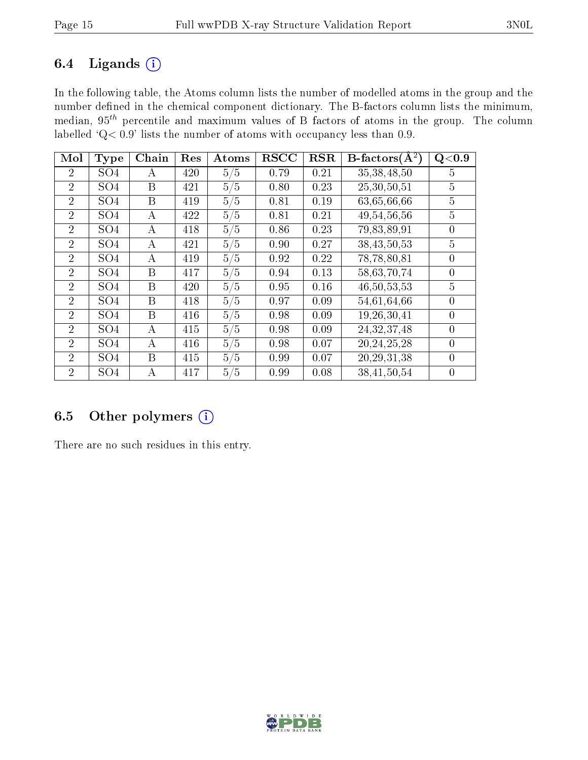### 6.4 Ligands (i)

In the following table, the Atoms column lists the number of modelled atoms in the group and the number defined in the chemical component dictionary. The B-factors column lists the minimum, median, $95^{th}$ percentile and maximum values of B factors of atoms in the group. The column labelled 'Q< 0.9' lists the number of atoms with occupancy less than 0.9.

| Mol | Type | Chain | Res | Atoms | RSCC | RSR | B-factors(Å$^2$) | Q<0.9 |
|---|---|---|---|---|---|---|---|---|
| 2 | SO4 | A | 420 | 5/5 | 0.79 | 0.21 | 35,38,48,50 | 5 |
| 2 | SO4 | B | 421 | 5/5 | 0.80 | 0.23 | 25,30,50,51 | 5 |
| 2 | SO4 | B | 419 | 5/5 | 0.81 | 0.19 | 63,65,66,66 | 5 |
| 2 | SO4 | A | 422 | 5/5 | 0.81 | 0.21 | 49,54,56,56 | 5 |
| 2 | SO4 | A | 418 | 5/5 | 0.86 | 0.23 | 79,83,89,91 | 0 |
| 2 | SO4 | A | 421 | 5/5 | 0.90 | 0.27 | 38,43,50,53 | 5 |
| 2 | SO4 | A | 419 | 5/5 | 0.92 | 0.22 | 78,78,80,81 | 0 |
| 2 | SO4 | B | 417 | 5/5 | 0.94 | 0.13 | 58,63,70,74 | 0 |
| 2 | SO4 | B | 420 | 5/5 | 0.95 | 0.16 | 46,50,53,53 | 5 |
| 2 | SO4 | B | 418 | 5/5 | 0.97 | 0.09 | 54,61,64,66 | 0 |
| 2 | SO4 | B | 416 | 5/5 | 0.98 | 0.09 | 19,26,30,41 | 0 |
| 2 | SO4 | A | 415 | 5/5 | 0.98 | 0.09 | 24,32,37,48 | 0 |
| 2 | SO4 | A | 416 | 5/5 | 0.98 | 0.07 | 20,24,25,28 | 0 |
| 2 | SO4 | B | 415 | 5/5 | 0.99 | 0.07 | 20,29,31,38 | 0 |
| 2 | SO4 | A | 417 | 5/5 | 0.99 | 0.08 | 38,41,50,54 | 0 |

### 6.5 Other polymers (i)

There are no such residues in this entry.